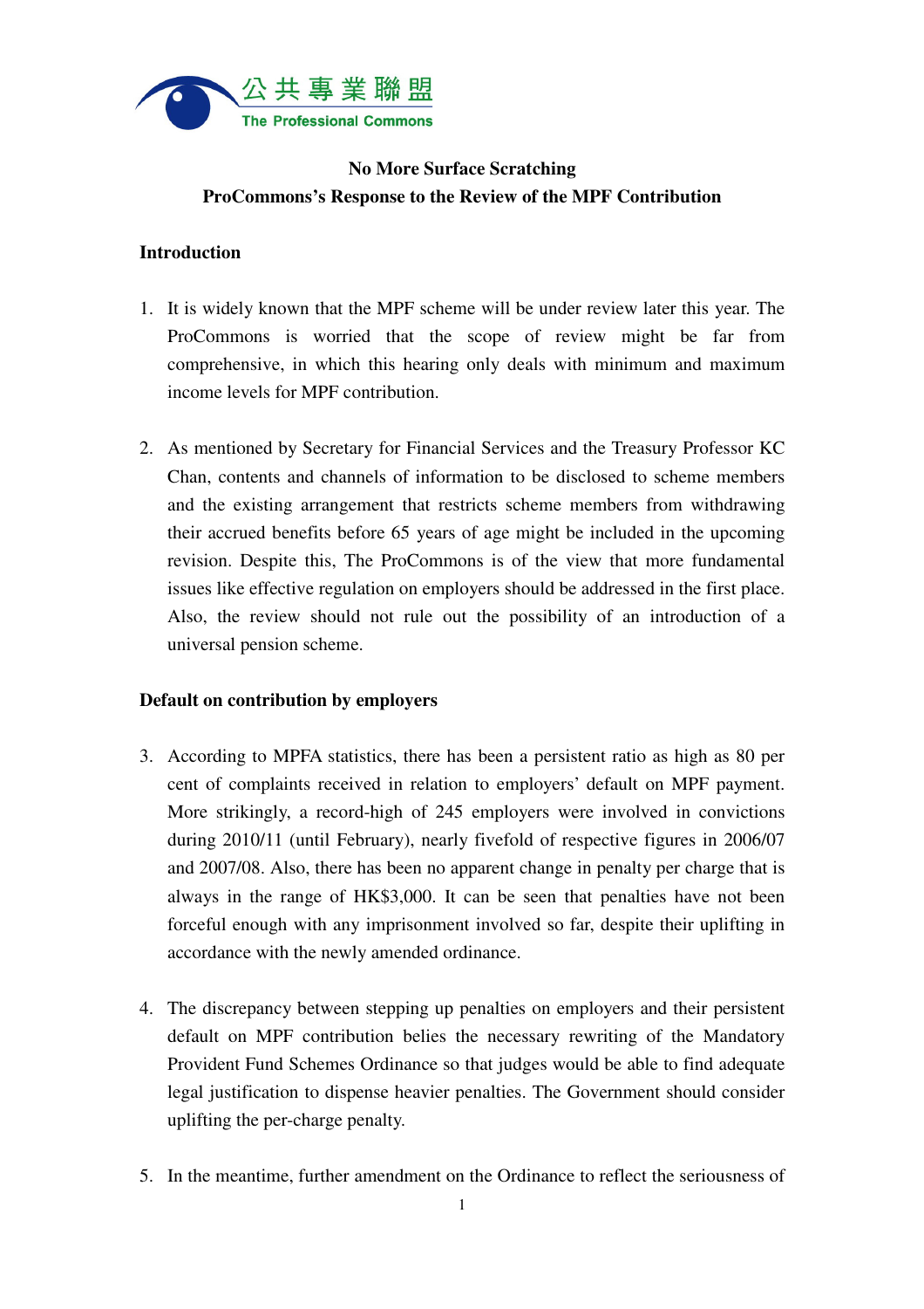公共專業聯盟
The Professional Commons

# No More Surface Scratching
## ProCommons's Response to the Review of the MPF Contribution

### Introduction

1. It is widely known that the MPF scheme will be under review later this year. The ProCommons is worried that the scope of review might be far from comprehensive, in which this hearing only deals with minimum and maximum income levels for MPF contribution.

2. As mentioned by Secretary for Financial Services and the Treasury Professor KC Chan, contents and channels of information to be disclosed to scheme members and the existing arrangement that restricts scheme members from withdrawing their accrued benefits before 65 years of age might be included in the upcoming revision. Despite this, The ProCommons is of the view that more fundamental issues like effective regulation on employers should be addressed in the first place. Also, the review should not rule out the possibility of an introduction of a universal pension scheme.

### Default on contribution by employers

3. According to MPFA statistics, there has been a persistent ratio as high as 80 per cent of complaints received in relation to employers' default on MPF payment. More strikingly, a record-high of 245 employers were involved in convictions during 2010/11 (until February), nearly fivefold of respective figures in 2006/07 and 2007/08. Also, there has been no apparent change in penalty per charge that is always in the range of HK$3,000. It can be seen that penalties have not been forceful enough with any imprisonment involved so far, despite their uplifting in accordance with the newly amended ordinance.

4. The discrepancy between stepping up penalties on employers and their persistent default on MPF contribution belies the necessary rewriting of the Mandatory Provident Fund Schemes Ordinance so that judges would be able to find adequate legal justification to dispense heavier penalties. The Government should consider uplifting the per-charge penalty.

5. In the meantime, further amendment on the Ordinance to reflect the seriousness of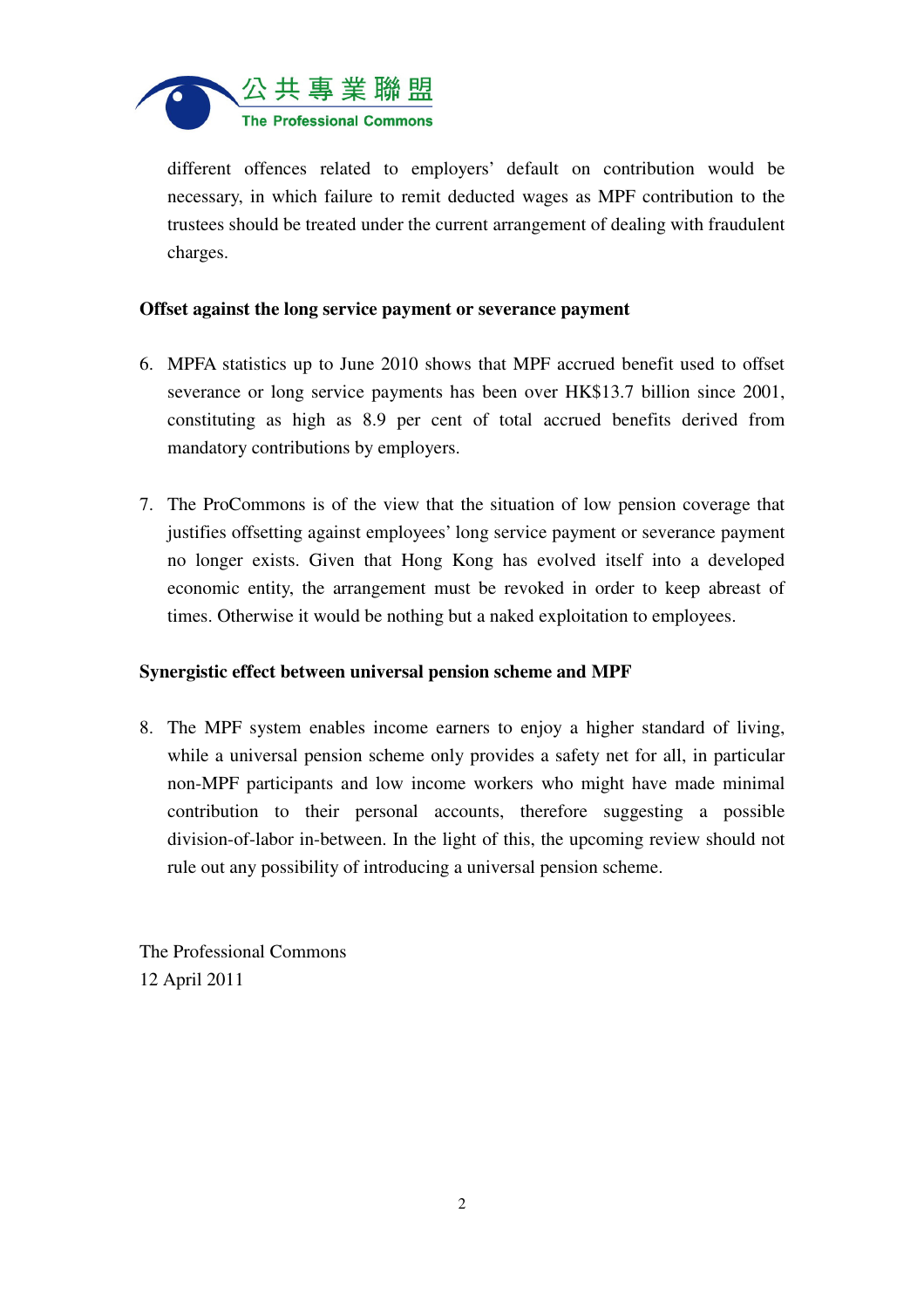different offences related to employers' default on contribution would be necessary, in which failure to remit deducted wages as MPF contribution to the trustees should be treated under the current arrangement of dealing with fraudulent charges.

**Offset against the long service payment or severance payment**

6. MPFA statistics up to June 2010 shows that MPF accrued benefit used to offset severance or long service payments has been over HK$13.7 billion since 2001, constituting as high as 8.9 per cent of total accrued benefits derived from mandatory contributions by employers.

7. The ProCommons is of the view that the situation of low pension coverage that justifies offsetting against employees' long service payment or severance payment no longer exists. Given that Hong Kong has evolved itself into a developed economic entity, the arrangement must be revoked in order to keep abreast of times. Otherwise it would be nothing but a naked exploitation to employees.

**Synergistic effect between universal pension scheme and MPF**

8. The MPF system enables income earners to enjoy a higher standard of living, while a universal pension scheme only provides a safety net for all, in particular non-MPF participants and low income workers who might have made minimal contribution to their personal accounts, therefore suggesting a possible division-of-labor in-between. In the light of this, the upcoming review should not rule out any possibility of introducing a universal pension scheme.

The Professional Commons
12 April 2011